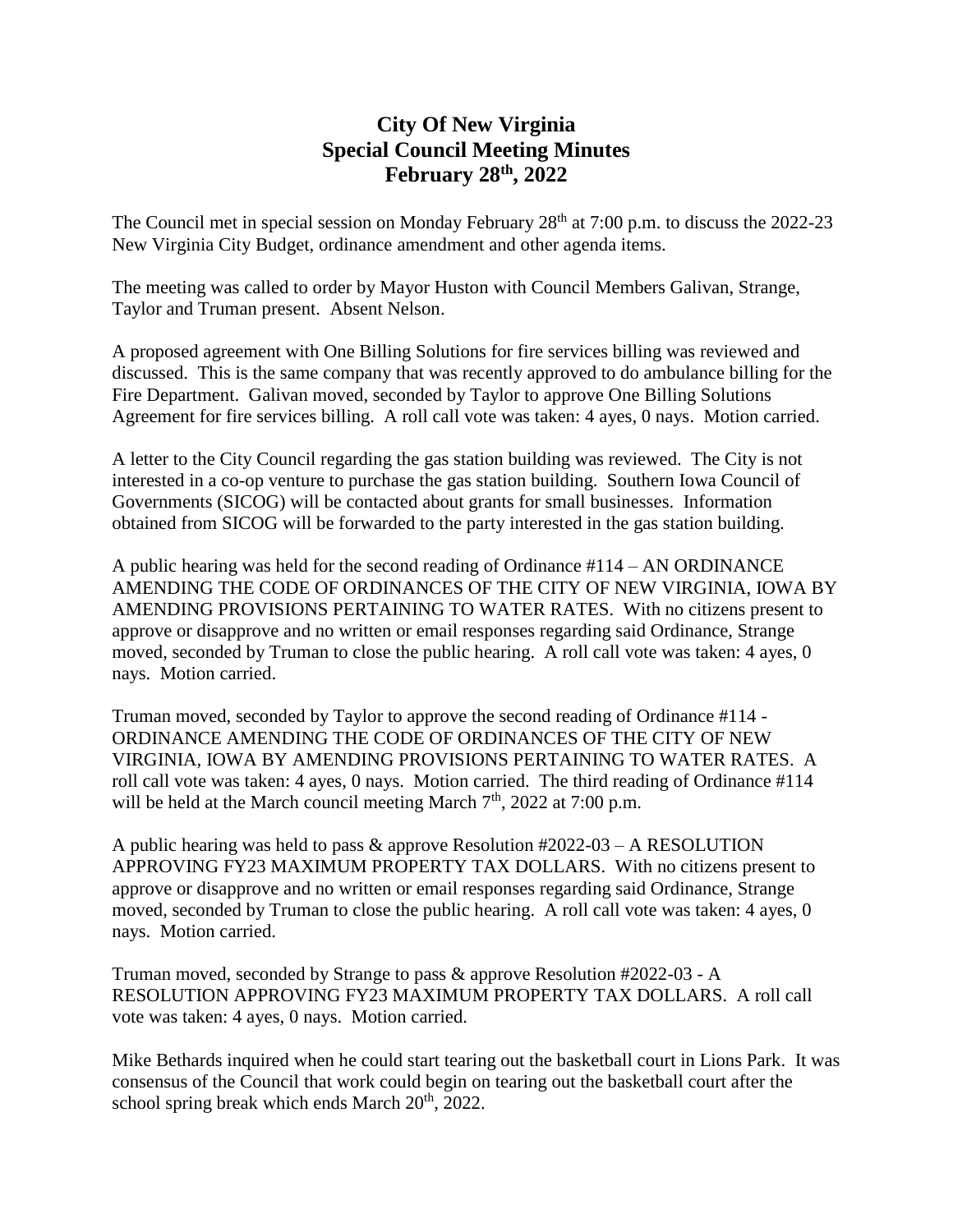# City Of New Virginia
# Special Council Meeting Minutes
# February 28th, 2022

The Council met in special session on Monday February 28th at 7:00 p.m. to discuss the 2022-23 New Virginia City Budget, ordinance amendment and other agenda items.

The meeting was called to order by Mayor Huston with Council Members Galivan, Strange, Taylor and Truman present. Absent Nelson.

A proposed agreement with One Billing Solutions for fire services billing was reviewed and discussed. This is the same company that was recently approved to do ambulance billing for the Fire Department. Galivan moved, seconded by Taylor to approve One Billing Solutions Agreement for fire services billing. A roll call vote was taken: 4 ayes, 0 nays. Motion carried.

A letter to the City Council regarding the gas station building was reviewed. The City is not interested in a co-op venture to purchase the gas station building. Southern Iowa Council of Governments (SICOG) will be contacted about grants for small businesses. Information obtained from SICOG will be forwarded to the party interested in the gas station building.

A public hearing was held for the second reading of Ordinance #114 – AN ORDINANCE AMENDING THE CODE OF ORDINANCES OF THE CITY OF NEW VIRGINIA, IOWA BY AMENDING PROVISIONS PERTAINING TO WATER RATES. With no citizens present to approve or disapprove and no written or email responses regarding said Ordinance, Strange moved, seconded by Truman to close the public hearing. A roll call vote was taken: 4 ayes, 0 nays. Motion carried.

Truman moved, seconded by Taylor to approve the second reading of Ordinance #114 - ORDINANCE AMENDING THE CODE OF ORDINANCES OF THE CITY OF NEW VIRGINIA, IOWA BY AMENDING PROVISIONS PERTAINING TO WATER RATES. A roll call vote was taken: 4 ayes, 0 nays. Motion carried. The third reading of Ordinance #114 will be held at the March council meeting March 7th, 2022 at 7:00 p.m.

A public hearing was held to pass & approve Resolution #2022-03 – A RESOLUTION APPROVING FY23 MAXIMUM PROPERTY TAX DOLLARS. With no citizens present to approve or disapprove and no written or email responses regarding said Ordinance, Strange moved, seconded by Truman to close the public hearing. A roll call vote was taken: 4 ayes, 0 nays. Motion carried.

Truman moved, seconded by Strange to pass & approve Resolution #2022-03 - A RESOLUTION APPROVING FY23 MAXIMUM PROPERTY TAX DOLLARS. A roll call vote was taken: 4 ayes, 0 nays. Motion carried.

Mike Bethards inquired when he could start tearing out the basketball court in Lions Park. It was consensus of the Council that work could begin on tearing out the basketball court after the school spring break which ends March 20th, 2022.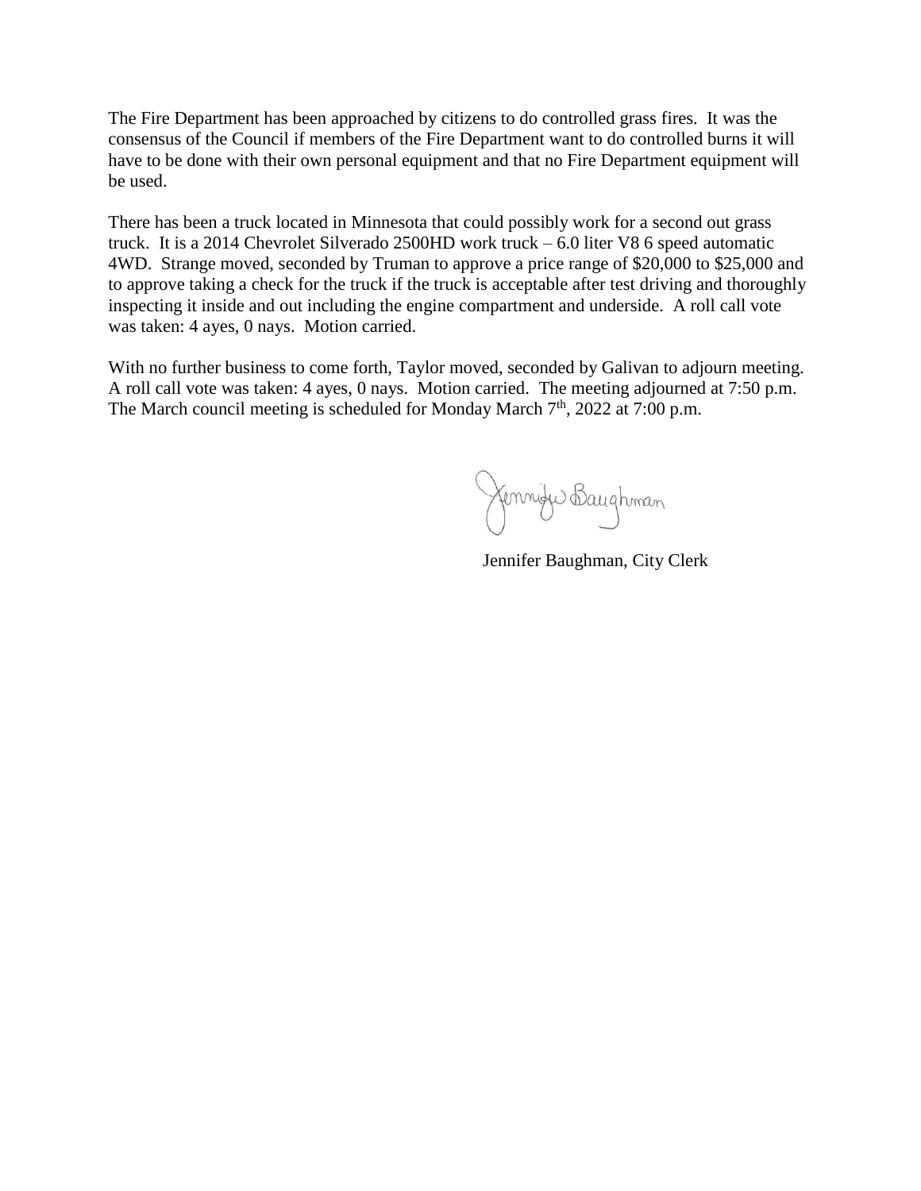The Fire Department has been approached by citizens to do controlled grass fires. It was the consensus of the Council if members of the Fire Department want to do controlled burns it will have to be done with their own personal equipment and that no Fire Department equipment will be used.

There has been a truck located in Minnesota that could possibly work for a second out grass truck. It is a 2014 Chevrolet Silverado 2500HD work truck – 6.0 liter V8 6 speed automatic 4WD. Strange moved, seconded by Truman to approve a price range of $20,000 to $25,000 and to approve taking a check for the truck if the truck is acceptable after test driving and thoroughly inspecting it inside and out including the engine compartment and underside. A roll call vote was taken: 4 ayes, 0 nays. Motion carried.

With no further business to come forth, Taylor moved, seconded by Galivan to adjourn meeting. A roll call vote was taken: 4 ayes, 0 nays. Motion carried. The meeting adjourned at 7:50 p.m. The March council meeting is scheduled for Monday March 7th, 2022 at 7:00 p.m.

Jennifer Baughman

Jennifer Baughman, City Clerk